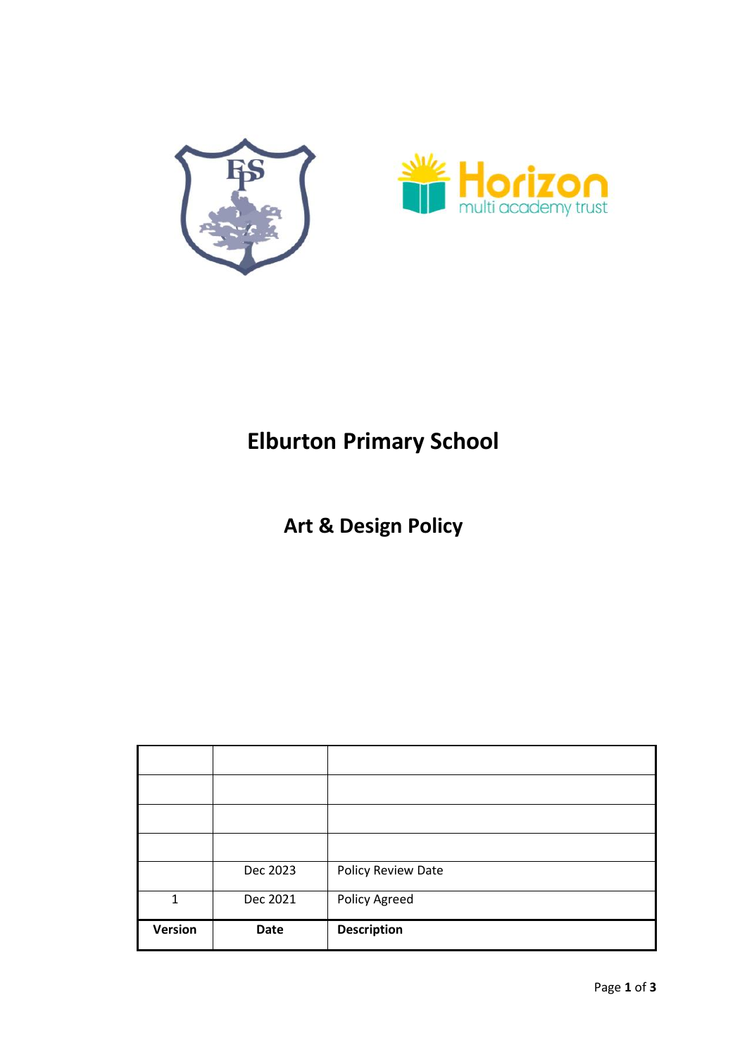# Elburton Primary School

## Art & Design Policy

| | | |
|---|---|---|
| | | |
| | | |
| | | |
| | | |
| | Dec 2023 | Policy Review Date |
| 1 | Dec 2021 | Policy Agreed |
| **Version** | **Date** | **Description** |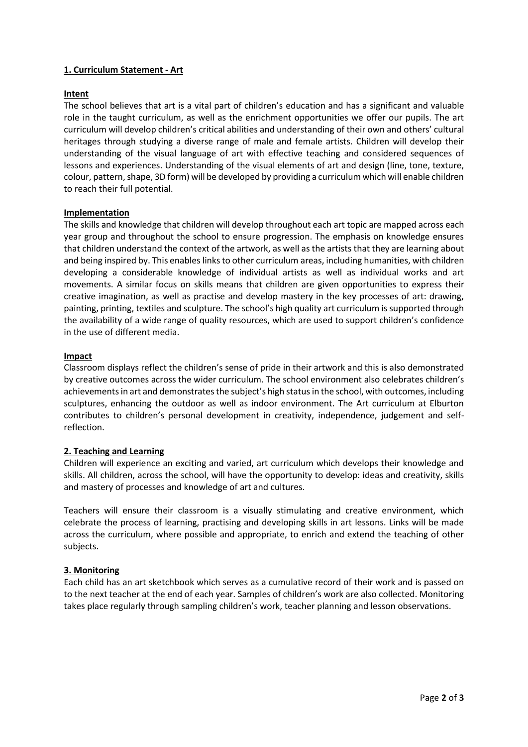## 1. Curriculum Statement - Art

### Intent

The school believes that art is a vital part of children's education and has a significant and valuable role in the taught curriculum, as well as the enrichment opportunities we offer our pupils. The art curriculum will develop children's critical abilities and understanding of their own and others' cultural heritages through studying a diverse range of male and female artists. Children will develop their understanding of the visual language of art with effective teaching and considered sequences of lessons and experiences. Understanding of the visual elements of art and design (line, tone, texture, colour, pattern, shape, 3D form) will be developed by providing a curriculum which will enable children to reach their full potential.

### Implementation

The skills and knowledge that children will develop throughout each art topic are mapped across each year group and throughout the school to ensure progression. The emphasis on knowledge ensures that children understand the context of the artwork, as well as the artists that they are learning about and being inspired by. This enables links to other curriculum areas, including humanities, with children developing a considerable knowledge of individual artists as well as individual works and art movements. A similar focus on skills means that children are given opportunities to express their creative imagination, as well as practise and develop mastery in the key processes of art: drawing, painting, printing, textiles and sculpture. The school's high quality art curriculum is supported through the availability of a wide range of quality resources, which are used to support children's confidence in the use of different media.

### Impact

Classroom displays reflect the children's sense of pride in their artwork and this is also demonstrated by creative outcomes across the wider curriculum. The school environment also celebrates children's achievements in art and demonstrates the subject's high status in the school, with outcomes, including sculptures, enhancing the outdoor as well as indoor environment. The Art curriculum at Elburton contributes to children's personal development in creativity, independence, judgement and self-reflection.

## 2. Teaching and Learning

Children will experience an exciting and varied, art curriculum which develops their knowledge and skills. All children, across the school, will have the opportunity to develop: ideas and creativity, skills and mastery of processes and knowledge of art and cultures.

Teachers will ensure their classroom is a visually stimulating and creative environment, which celebrate the process of learning, practising and developing skills in art lessons. Links will be made across the curriculum, where possible and appropriate, to enrich and extend the teaching of other subjects.

## 3. Monitoring

Each child has an art sketchbook which serves as a cumulative record of their work and is passed on to the next teacher at the end of each year. Samples of children's work are also collected. Monitoring takes place regularly through sampling children's work, teacher planning and lesson observations.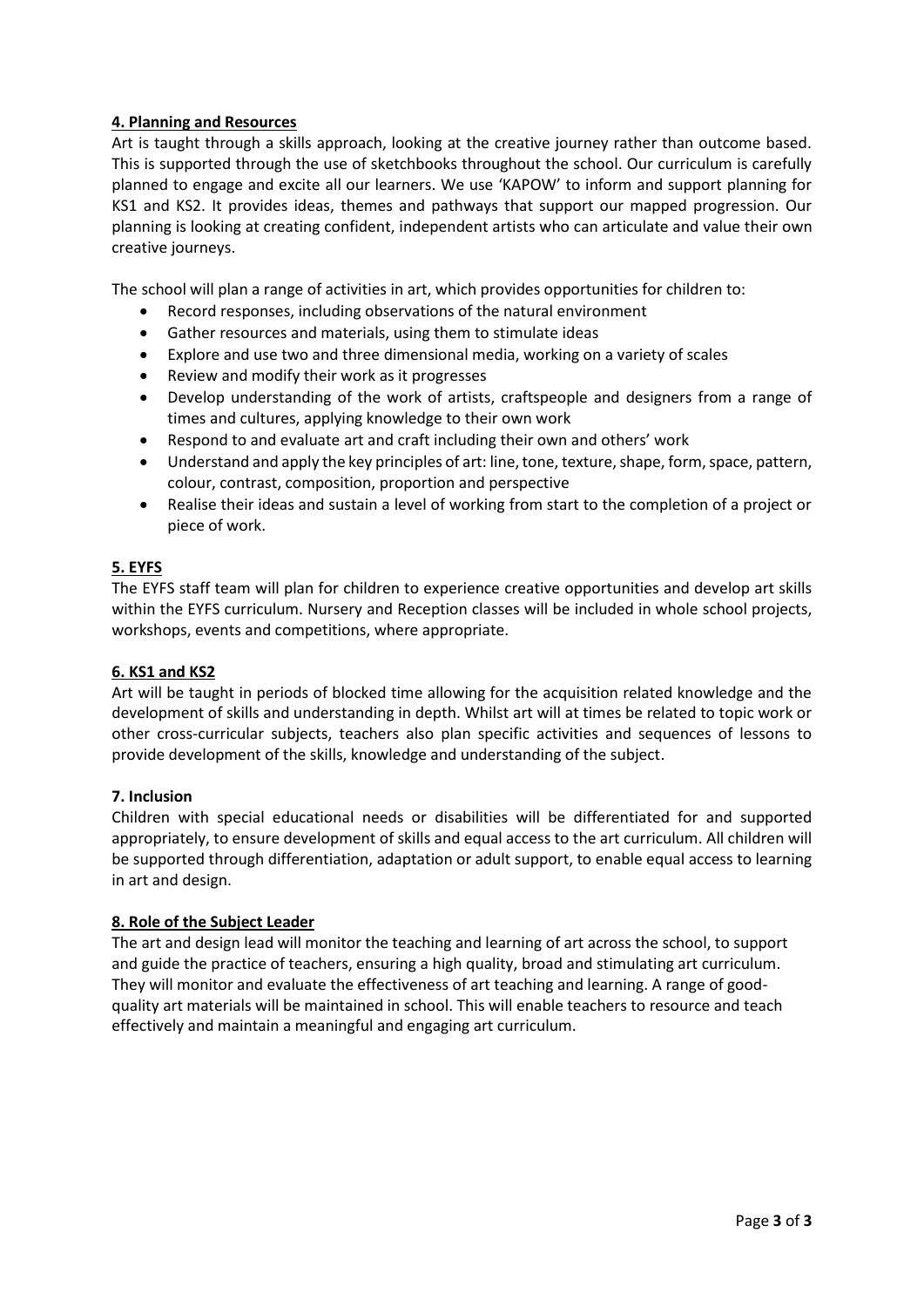## 4. Planning and Resources

Art is taught through a skills approach, looking at the creative journey rather than outcome based. This is supported through the use of sketchbooks throughout the school. Our curriculum is carefully planned to engage and excite all our learners. We use 'KAPOW' to inform and support planning for KS1 and KS2. It provides ideas, themes and pathways that support our mapped progression. Our planning is looking at creating confident, independent artists who can articulate and value their own creative journeys.

The school will plan a range of activities in art, which provides opportunities for children to:

- Record responses, including observations of the natural environment
- Gather resources and materials, using them to stimulate ideas
- Explore and use two and three dimensional media, working on a variety of scales
- Review and modify their work as it progresses
- Develop understanding of the work of artists, craftspeople and designers from a range of times and cultures, applying knowledge to their own work
- Respond to and evaluate art and craft including their own and others' work
- Understand and apply the key principles of art: line, tone, texture, shape, form, space, pattern, colour, contrast, composition, proportion and perspective
- Realise their ideas and sustain a level of working from start to the completion of a project or piece of work.

## 5. EYFS

The EYFS staff team will plan for children to experience creative opportunities and develop art skills within the EYFS curriculum. Nursery and Reception classes will be included in whole school projects, workshops, events and competitions, where appropriate.

## 6. KS1 and KS2

Art will be taught in periods of blocked time allowing for the acquisition related knowledge and the development of skills and understanding in depth. Whilst art will at times be related to topic work or other cross-curricular subjects, teachers also plan specific activities and sequences of lessons to provide development of the skills, knowledge and understanding of the subject.

## 7. Inclusion

Children with special educational needs or disabilities will be differentiated for and supported appropriately, to ensure development of skills and equal access to the art curriculum. All children will be supported through differentiation, adaptation or adult support, to enable equal access to learning in art and design.

## 8. Role of the Subject Leader

The art and design lead will monitor the teaching and learning of art across the school, to support and guide the practice of teachers, ensuring a high quality, broad and stimulating art curriculum. They will monitor and evaluate the effectiveness of art teaching and learning. A range of good-quality art materials will be maintained in school. This will enable teachers to resource and teach effectively and maintain a meaningful and engaging art curriculum.